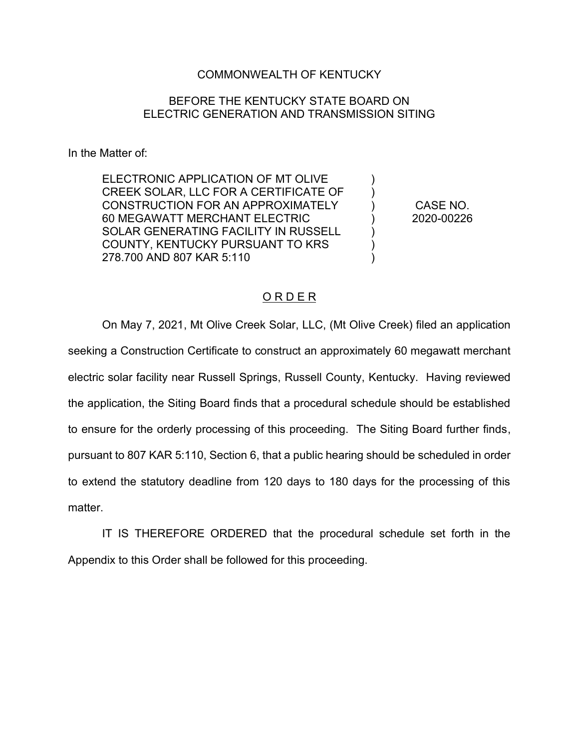COMMONWEALTH OF KENTUCKY

BEFORE THE KENTUCKY STATE BOARD ON
ELECTRIC GENERATION AND TRANSMISSION SITING

In the Matter of:

| | | |
|---|---|---|
| ELECTRONIC APPLICATION OF MT OLIVE CREEK SOLAR, LLC FOR A CERTIFICATE OF CONSTRUCTION FOR AN APPROXIMATELY 60 MEGAWATT MERCHANT ELECTRIC SOLAR GENERATING FACILITY IN RUSSELL COUNTY, KENTUCKY PURSUANT TO KRS 278.700 AND 807 KAR 5:110 | ) | CASE NO. 2020-00226 |

## O R D E R

On May 7, 2021, Mt Olive Creek Solar, LLC, (Mt Olive Creek) filed an application seeking a Construction Certificate to construct an approximately 60 megawatt merchant electric solar facility near Russell Springs, Russell County, Kentucky. Having reviewed the application, the Siting Board finds that a procedural schedule should be established to ensure for the orderly processing of this proceeding. The Siting Board further finds, pursuant to 807 KAR 5:110, Section 6, that a public hearing should be scheduled in order to extend the statutory deadline from 120 days to 180 days for the processing of this matter.

IT IS THEREFORE ORDERED that the procedural schedule set forth in the Appendix to this Order shall be followed for this proceeding.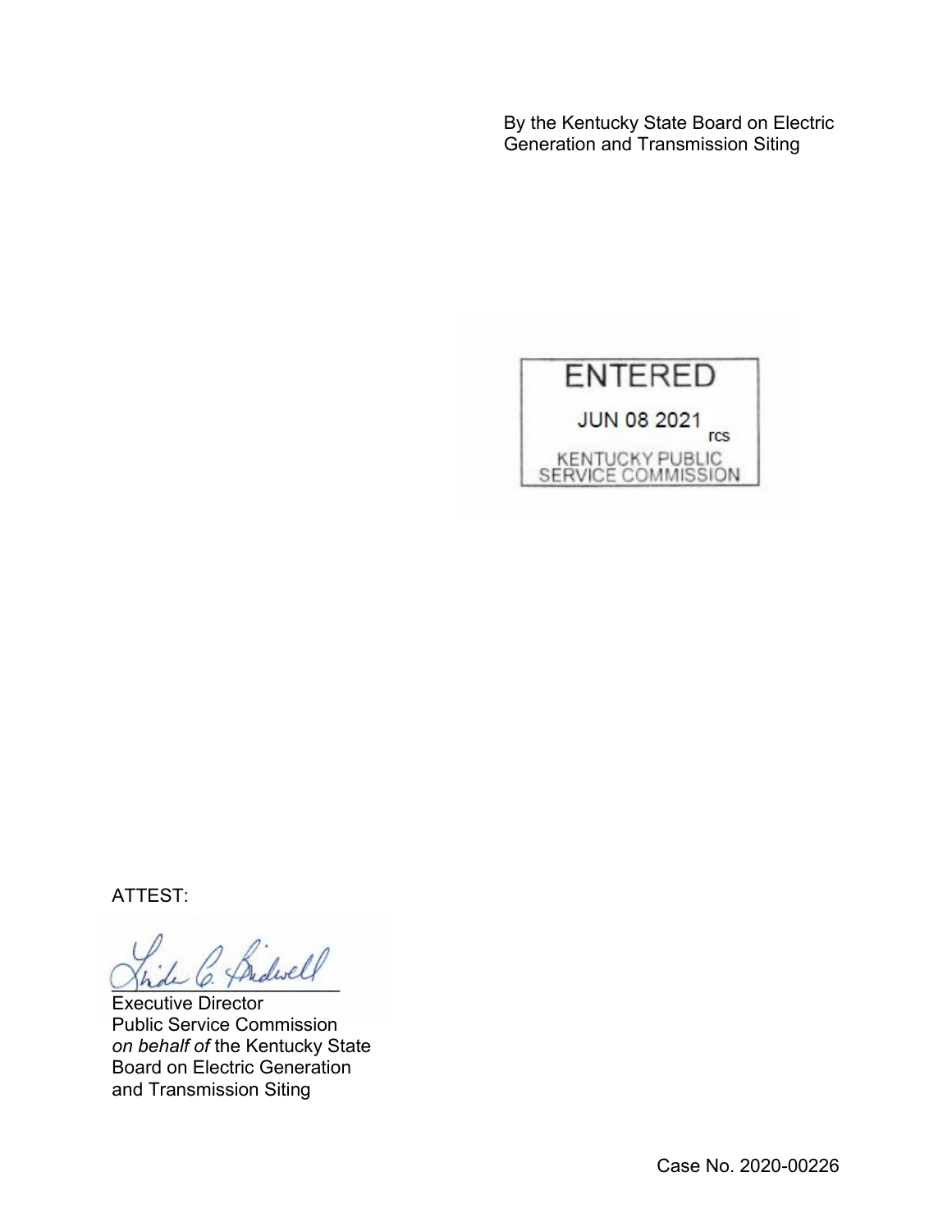By the Kentucky State Board on Electric Generation and Transmission Siting

ENTERED

JUN 08 2021

rcs

KENTUCKY PUBLIC SERVICE COMMISSION

ATTEST:

Executive Director
Public Service Commission
*on behalf of* the Kentucky State Board on Electric Generation and Transmission Siting

Case No. 2020-00226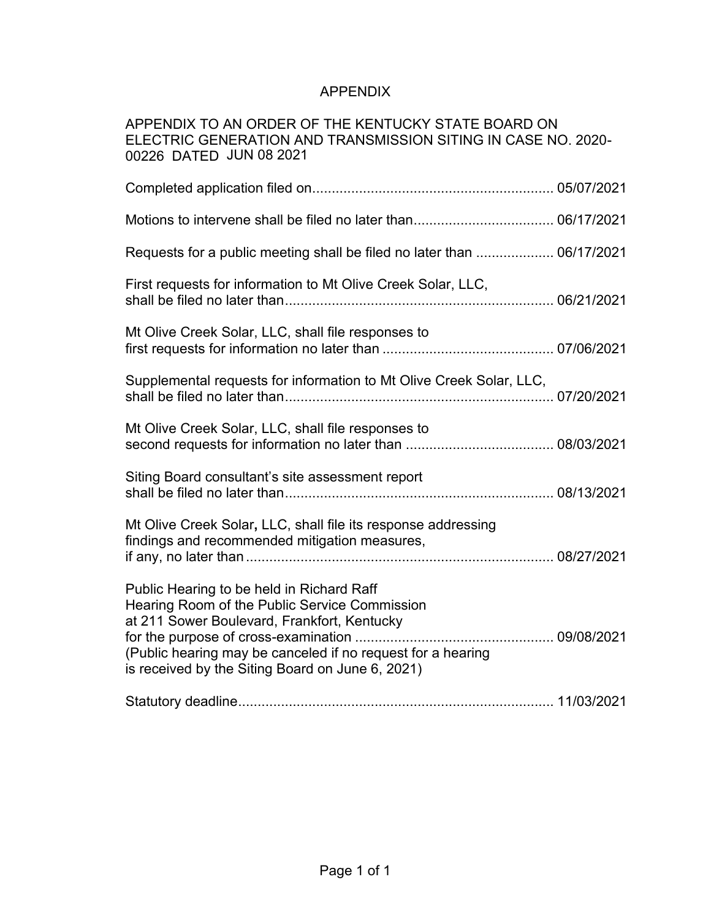# APPENDIX

APPENDIX TO AN ORDER OF THE KENTUCKY STATE BOARD ON ELECTRIC GENERATION AND TRANSMISSION SITING IN CASE NO. 2020-00226 DATED JUN 08 2021

Completed application filed on............................................................ 05/07/2021

Motions to intervene shall be filed no later than.................................... 06/17/2021

Requests for a public meeting shall be filed no later than .................... 06/17/2021

First requests for information to Mt Olive Creek Solar, LLC, shall be filed no later than.................................................................... 06/21/2021

Mt Olive Creek Solar, LLC, shall file responses to first requests for information no later than ............................................ 07/06/2021

Supplemental requests for information to Mt Olive Creek Solar, LLC, shall be filed no later than.................................................................... 07/20/2021

Mt Olive Creek Solar, LLC, shall file responses to second requests for information no later than ...................................... 08/03/2021

Siting Board consultant's site assessment report shall be filed no later than.................................................................... 08/13/2021

Mt Olive Creek Solar**,** LLC, shall file its response addressing findings and recommended mitigation measures, if any, no later than ............................................................................ 08/27/2021

Public Hearing to be held in Richard Raff Hearing Room of the Public Service Commission at 211 Sower Boulevard, Frankfort, Kentucky for the purpose of cross-examination .................................................. 09/08/2021
(Public hearing may be canceled if no request for a hearing is received by the Siting Board on June 6, 2021)

Statutory deadline................................................................................ 11/03/2021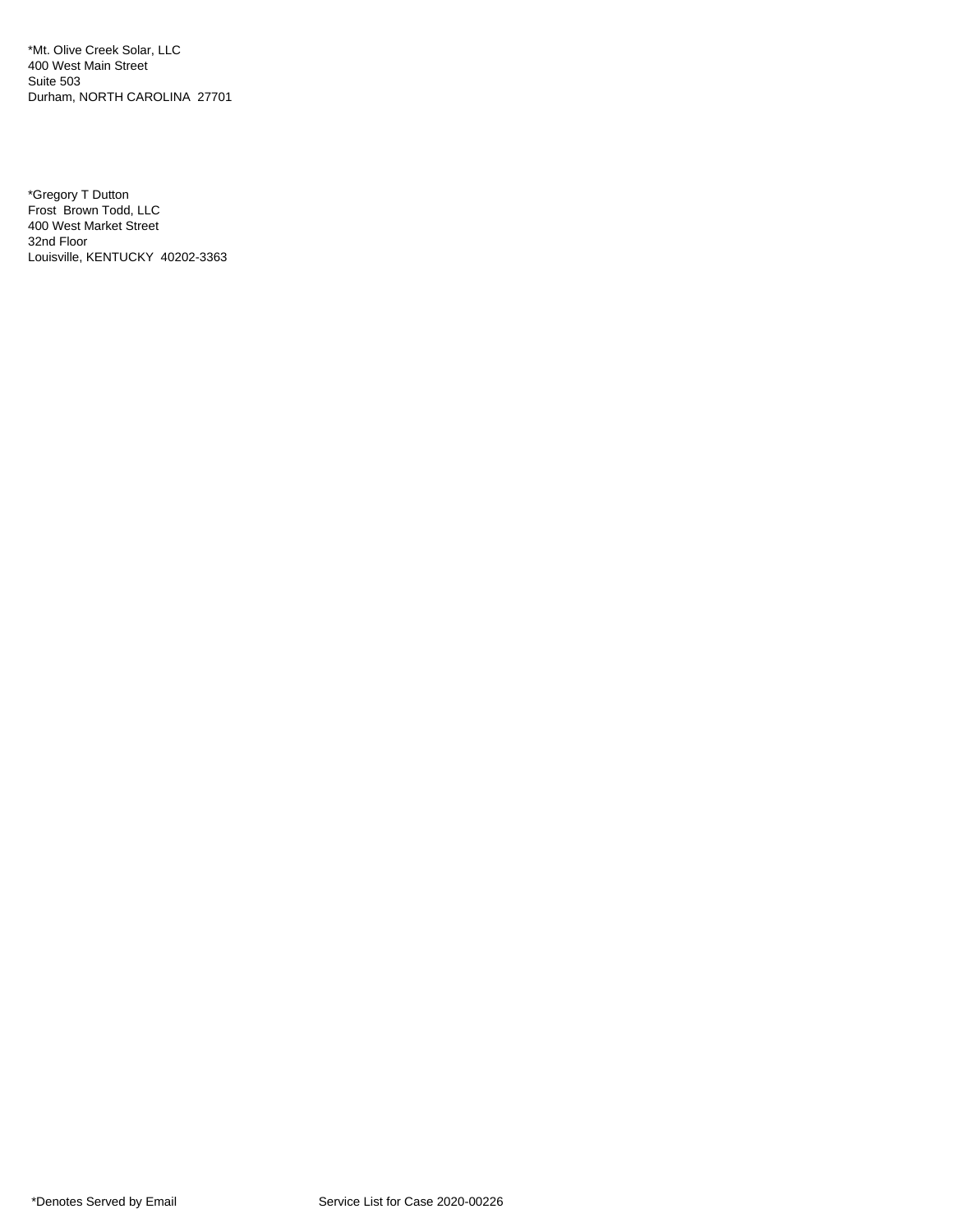*Mt. Olive Creek Solar, LLC
400 West Main Street
Suite 503
Durham, NORTH CAROLINA 27701

*Gregory T Dutton
Frost Brown Todd, LLC
400 West Market Street
32nd Floor
Louisville, KENTUCKY 40202-3363

*Denotes Served by Email

Service List for Case 2020-00226